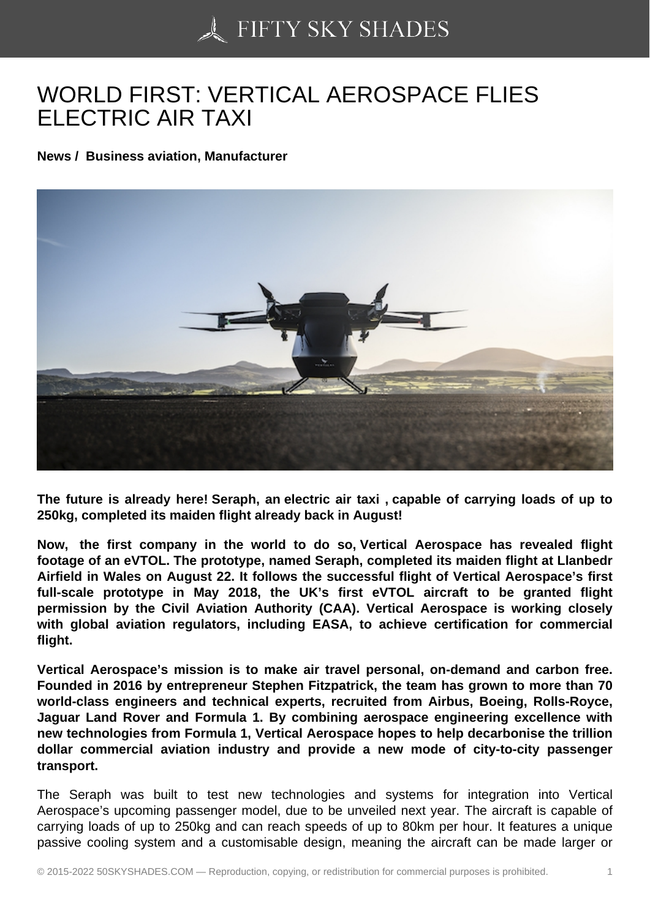# WORLD FIRST: VERTICAL AEROSPACE FLIES ELECTRIC AIR TAXI

**News / Business aviation, Manufacturer**

**The future is already here! Seraph, an electric air taxi , capable of carrying loads of up to 250kg, completed its maiden flight already back in August!**

**Now, the first company in the world to do so, Vertical Aerospace has revealed flight footage of an eVTOL. The prototype, named Seraph, completed its maiden flight at Llanbedr Airfield in Wales on August 22. It follows the successful flight of Vertical Aerospace's first full-scale prototype in May 2018, the UK's first eVTOL aircraft to be granted flight permission by the Civil Aviation Authority (CAA). Vertical Aerospace is working closely with global aviation regulators, including EASA, to achieve certification for commercial flight.**

**Vertical Aerospace's mission is to make air travel personal, on-demand and carbon free. Founded in 2016 by entrepreneur Stephen Fitzpatrick, the team has grown to more than 70 world-class engineers and technical experts, recruited from Airbus, Boeing, Rolls-Royce, Jaguar Land Rover and Formula 1. By combining aerospace engineering excellence with new technologies from Formula 1, Vertical Aerospace hopes to help decarbonise the trillion dollar commercial aviation industry and provide a new mode of city-to-city passenger transport.**

The Seraph was built to test new technologies and systems for integration into Vertical Aerospace's upcoming passenger model, due to be unveiled next year. The aircraft is capable of carrying loads of up to 250kg and can reach speeds of up to 80km per hour. It features a unique passive cooling system and a customisable design, meaning the aircraft can be made larger or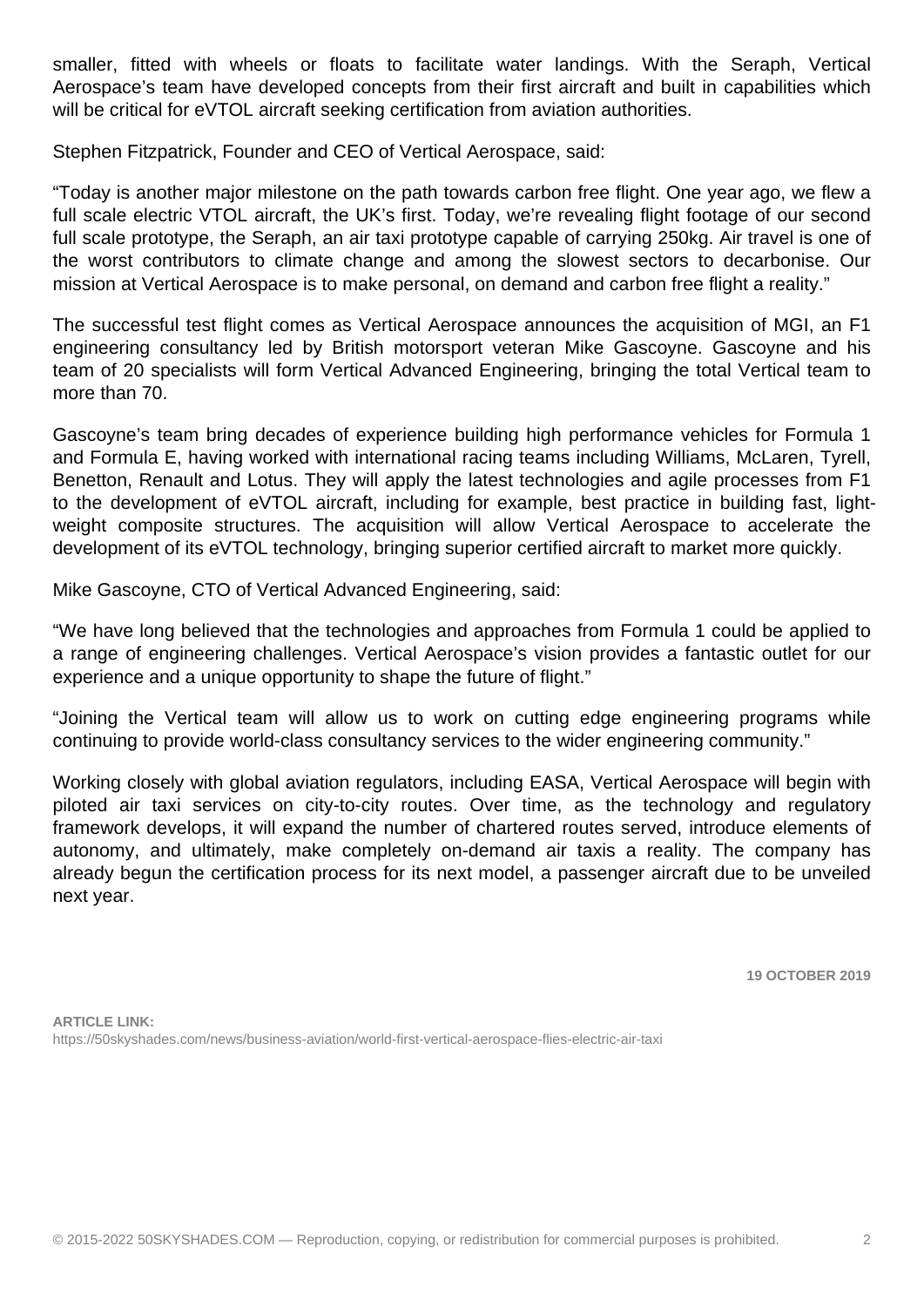smaller, fitted with wheels or floats to facilitate water landings. With the Seraph, Vertical Aerospace's team have developed concepts from their first aircraft and built in capabilities which will be critical for eVTOL aircraft seeking certification from aviation authorities.

Stephen Fitzpatrick, Founder and CEO of Vertical Aerospace, said:

"Today is another major milestone on the path towards carbon free flight. One year ago, we flew a full scale electric VTOL aircraft, the UK's first. Today, we're revealing flight footage of our second full scale prototype, the Seraph, an air taxi prototype capable of carrying 250kg. Air travel is one of the worst contributors to climate change and among the slowest sectors to decarbonise. Our mission at Vertical Aerospace is to make personal, on demand and carbon free flight a reality."

The successful test flight comes as Vertical Aerospace announces the acquisition of MGI, an F1 engineering consultancy led by British motorsport veteran Mike Gascoyne. Gascoyne and his team of 20 specialists will form Vertical Advanced Engineering, bringing the total Vertical team to more than 70.

Gascoyne's team bring decades of experience building high performance vehicles for Formula 1 and Formula E, having worked with international racing teams including Williams, McLaren, Tyrell, Benetton, Renault and Lotus. They will apply the latest technologies and agile processes from F1 to the development of eVTOL aircraft, including for example, best practice in building fast, light-weight composite structures. The acquisition will allow Vertical Aerospace to accelerate the development of its eVTOL technology, bringing superior certified aircraft to market more quickly.

Mike Gascoyne, CTO of Vertical Advanced Engineering, said:

"We have long believed that the technologies and approaches from Formula 1 could be applied to a range of engineering challenges. Vertical Aerospace's vision provides a fantastic outlet for our experience and a unique opportunity to shape the future of flight."

"Joining the Vertical team will allow us to work on cutting edge engineering programs while continuing to provide world-class consultancy services to the wider engineering community."

Working closely with global aviation regulators, including EASA, Vertical Aerospace will begin with piloted air taxi services on city-to-city routes. Over time, as the technology and regulatory framework develops, it will expand the number of chartered routes served, introduce elements of autonomy, and ultimately, make completely on-demand air taxis a reality. The company has already begun the certification process for its next model, a passenger aircraft due to be unveiled next year.

**19 OCTOBER 2019**

**ARTICLE LINK:**
https://50skyshades.com/news/business-aviation/world-first-vertical-aerospace-flies-electric-air-taxi